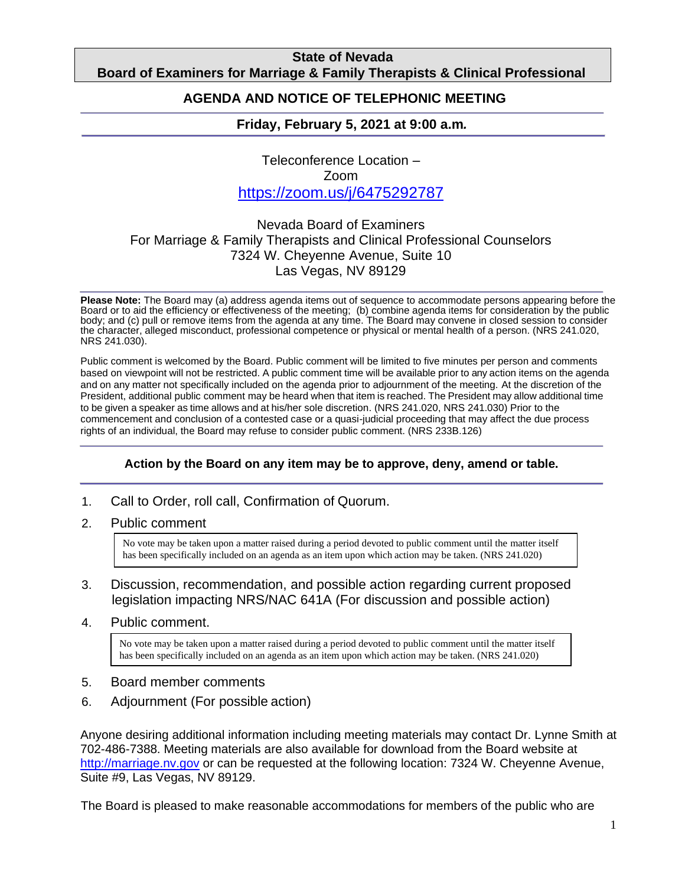# State of Nevada
## Board of Examiners for Marriage & Family Therapists & Clinical Professional

## AGENDA AND NOTICE OF TELEPHONIC MEETING

### Friday, February 5, 2021 at 9:00 a.m.

Teleconference Location –
Zoom
https://zoom.us/j/6475292787

Nevada Board of Examiners
For Marriage & Family Therapists and Clinical Professional Counselors
7324 W. Cheyenne Avenue, Suite 10
Las Vegas, NV 89129

**Please Note:** The Board may (a) address agenda items out of sequence to accommodate persons appearing before the Board or to aid the efficiency or effectiveness of the meeting; (b) combine agenda items for consideration by the public body; and (c) pull or remove items from the agenda at any time. The Board may convene in closed session to consider the character, alleged misconduct, professional competence or physical or mental health of a person. (NRS 241.020, NRS 241.030).

Public comment is welcomed by the Board. Public comment will be limited to five minutes per person and comments based on viewpoint will not be restricted. A public comment time will be available prior to any action items on the agenda and on any matter not specifically included on the agenda prior to adjournment of the meeting. At the discretion of the President, additional public comment may be heard when that item is reached. The President may allow additional time to be given a speaker as time allows and at his/her sole discretion. (NRS 241.020, NRS 241.030) Prior to the commencement and conclusion of a contested case or a quasi-judicial proceeding that may affect the due process rights of an individual, the Board may refuse to consider public comment. (NRS 233B.126)

**Action by the Board on any item may be to approve, deny, amend or table.**

1. Call to Order, roll call, Confirmation of Quorum.
2. Public comment

   No vote may be taken upon a matter raised during a period devoted to public comment until the matter itself has been specifically included on an agenda as an item upon which action may be taken. (NRS 241.020)

3. Discussion, recommendation, and possible action regarding current proposed legislation impacting NRS/NAC 641A (For discussion and possible action)
4. Public comment.

   No vote may be taken upon a matter raised during a period devoted to public comment until the matter itself has been specifically included on an agenda as an item upon which action may be taken. (NRS 241.020)

5. Board member comments
6. Adjournment (For possible action)

Anyone desiring additional information including meeting materials may contact Dr. Lynne Smith at 702-486-7388. Meeting materials are also available for download from the Board website at http://marriage.nv.gov or can be requested at the following location: 7324 W. Cheyenne Avenue, Suite #9, Las Vegas, NV 89129.

The Board is pleased to make reasonable accommodations for members of the public who are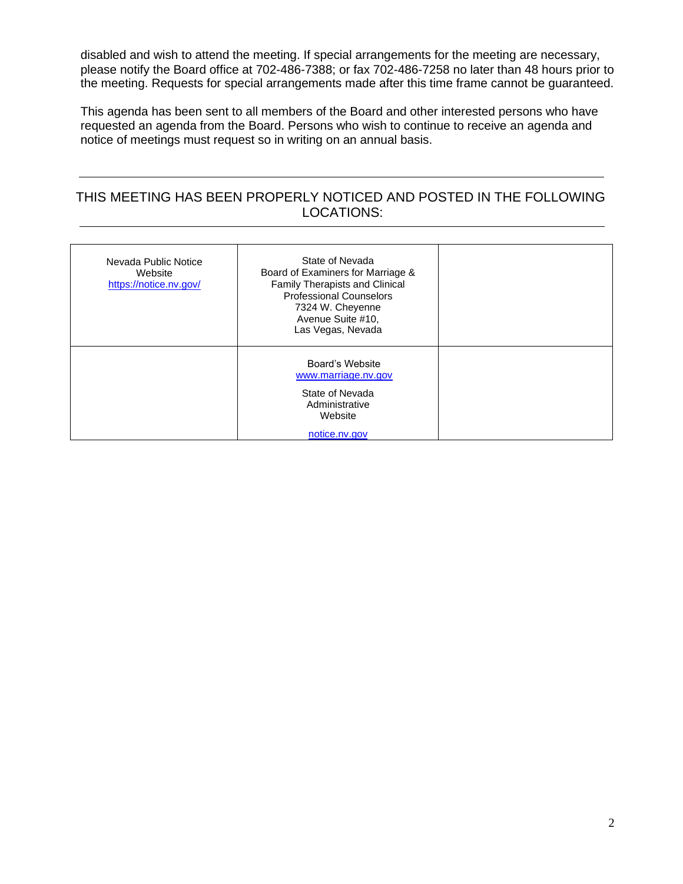disabled and wish to attend the meeting. If special arrangements for the meeting are necessary, please notify the Board office at 702-486-7388; or fax 702-486-7258 no later than 48 hours prior to the meeting. Requests for special arrangements made after this time frame cannot be guaranteed.

This agenda has been sent to all members of the Board and other interested persons who have requested an agenda from the Board. Persons who wish to continue to receive an agenda and notice of meetings must request so in writing on an annual basis.

---

THIS MEETING HAS BEEN PROPERLY NOTICED AND POSTED IN THE FOLLOWING LOCATIONS:

---

| | | |
|---|---|---|
| Nevada Public Notice Website https://notice.nv.gov/ | State of Nevada Board of Examiners for Marriage & Family Therapists and Clinical Professional Counselors 7324 W. Cheyenne Avenue Suite #10, Las Vegas, Nevada | |
| | Board's Website www.marriage.nv.gov State of Nevada Administrative Website notice.nv.gov | |